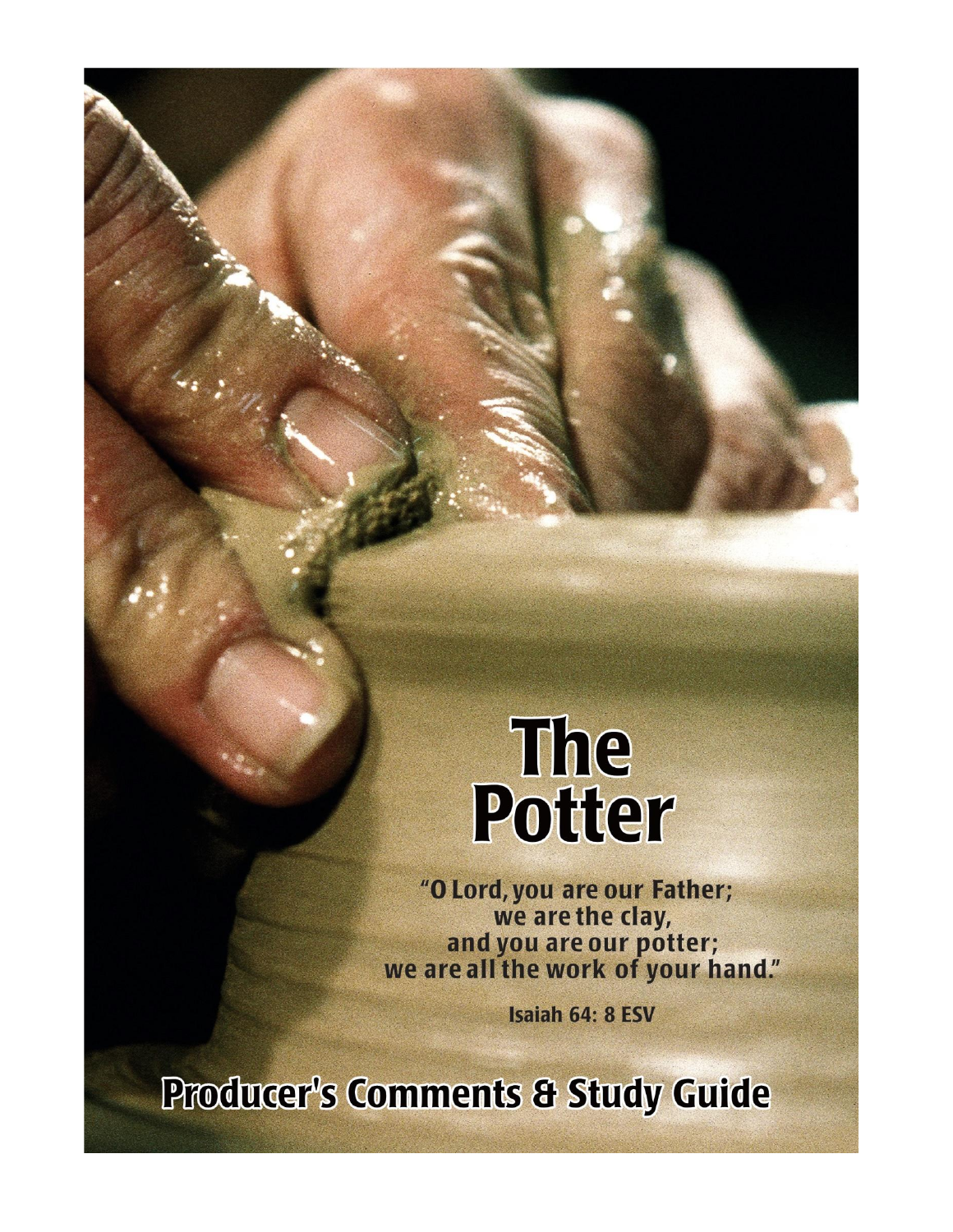# The Potter

"O Lord, you are our Father;
we are the clay,
and you are our potter;
we are all the work of your hand."

Isaiah 64: 8 ESV

## Producer's Comments & Study Guide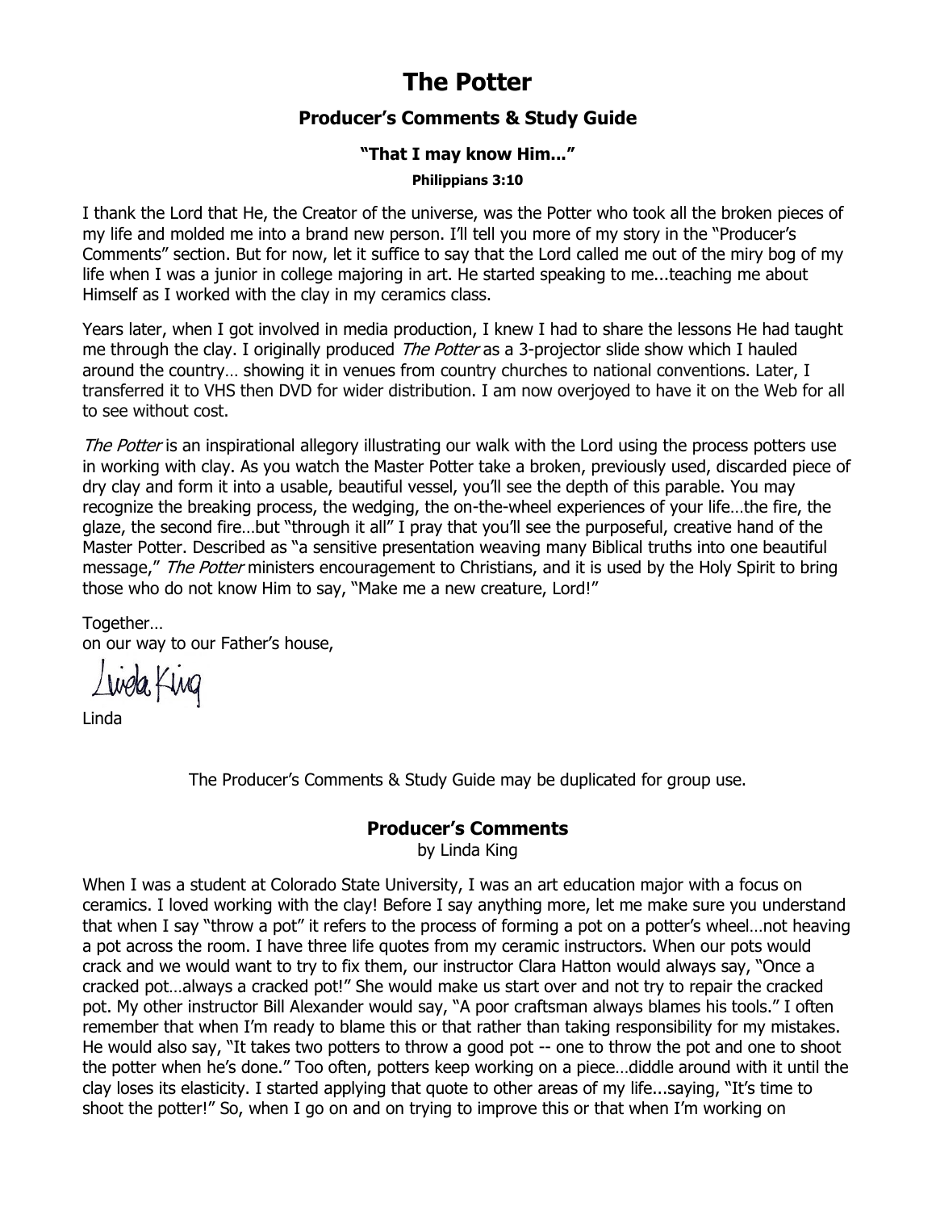# The Potter

### Producer's Comments & Study Guide

#### "That I may know Him..."

##### Philippians 3:10

I thank the Lord that He, the Creator of the universe, was the Potter who took all the broken pieces of my life and molded me into a brand new person. I'll tell you more of my story in the "Producer's Comments" section. But for now, let it suffice to say that the Lord called me out of the miry bog of my life when I was a junior in college majoring in art. He started speaking to me...teaching me about Himself as I worked with the clay in my ceramics class.

Years later, when I got involved in media production, I knew I had to share the lessons He had taught me through the clay. I originally produced *The Potter* as a 3-projector slide show which I hauled around the country… showing it in venues from country churches to national conventions. Later, I transferred it to VHS then DVD for wider distribution. I am now overjoyed to have it on the Web for all to see without cost.

*The Potter* is an inspirational allegory illustrating our walk with the Lord using the process potters use in working with clay. As you watch the Master Potter take a broken, previously used, discarded piece of dry clay and form it into a usable, beautiful vessel, you'll see the depth of this parable. You may recognize the breaking process, the wedging, the on-the-wheel experiences of your life…the fire, the glaze, the second fire…but "through it all" I pray that you'll see the purposeful, creative hand of the Master Potter. Described as "a sensitive presentation weaving many Biblical truths into one beautiful message," *The Potter* ministers encouragement to Christians, and it is used by the Holy Spirit to bring those who do not know Him to say, "Make me a new creature, Lord!"

Together…
on our way to our Father's house,

Linda King

Linda

The Producer's Comments & Study Guide may be duplicated for group use.

### Producer's Comments

by Linda King

When I was a student at Colorado State University, I was an art education major with a focus on ceramics. I loved working with the clay! Before I say anything more, let me make sure you understand that when I say "throw a pot" it refers to the process of forming a pot on a potter's wheel…not heaving a pot across the room. I have three life quotes from my ceramic instructors. When our pots would crack and we would want to try to fix them, our instructor Clara Hatton would always say, "Once a cracked pot…always a cracked pot!" She would make us start over and not try to repair the cracked pot. My other instructor Bill Alexander would say, "A poor craftsman always blames his tools." I often remember that when I'm ready to blame this or that rather than taking responsibility for my mistakes. He would also say, "It takes two potters to throw a good pot -- one to throw the pot and one to shoot the potter when he's done." Too often, potters keep working on a piece…diddle around with it until the clay loses its elasticity. I started applying that quote to other areas of my life...saying, "It's time to shoot the potter!" So, when I go on and on trying to improve this or that when I'm working on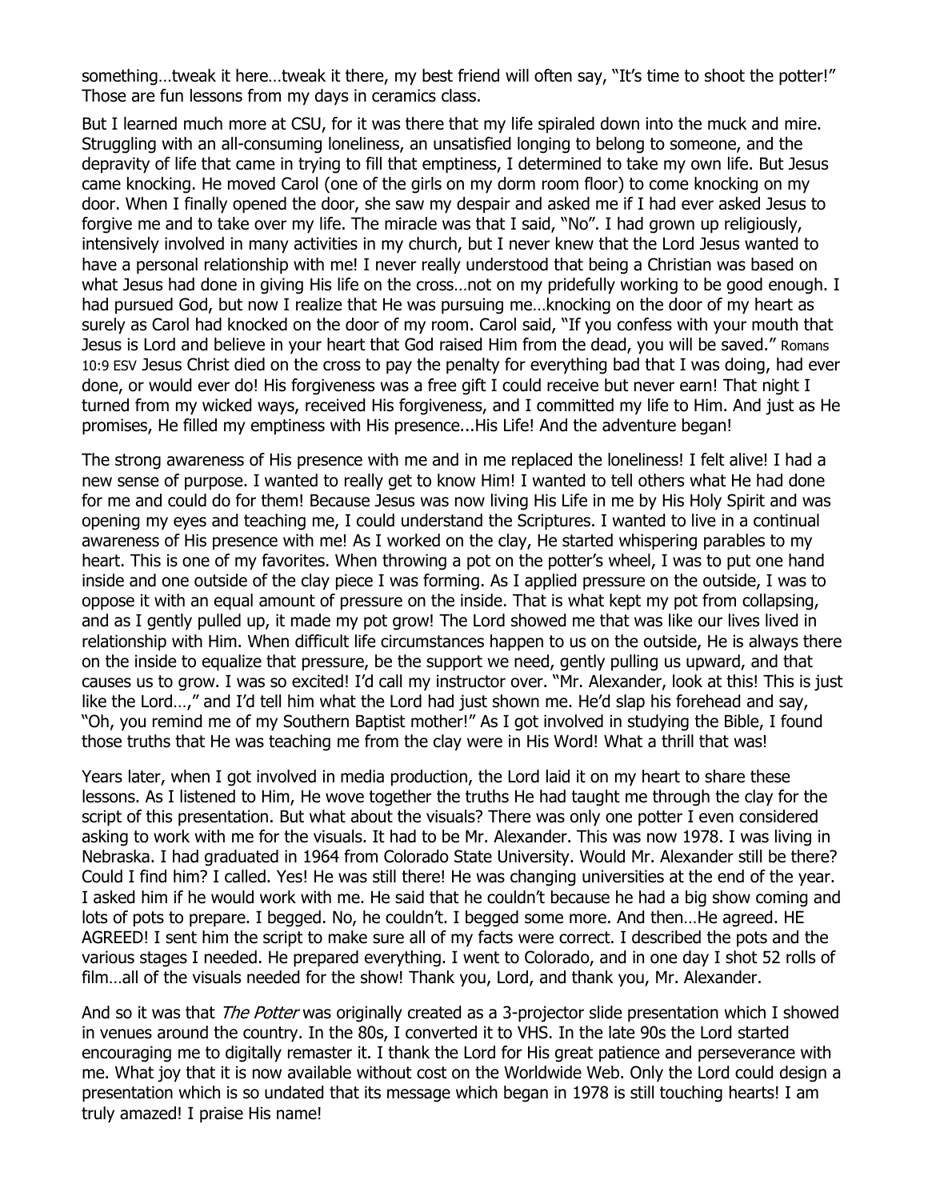something…tweak it here…tweak it there, my best friend will often say, "It's time to shoot the potter!" Those are fun lessons from my days in ceramics class.

But I learned much more at CSU, for it was there that my life spiraled down into the muck and mire. Struggling with an all-consuming loneliness, an unsatisfied longing to belong to someone, and the depravity of life that came in trying to fill that emptiness, I determined to take my own life. But Jesus came knocking. He moved Carol (one of the girls on my dorm room floor) to come knocking on my door. When I finally opened the door, she saw my despair and asked me if I had ever asked Jesus to forgive me and to take over my life. The miracle was that I said, "No". I had grown up religiously, intensively involved in many activities in my church, but I never knew that the Lord Jesus wanted to have a personal relationship with me! I never really understood that being a Christian was based on what Jesus had done in giving His life on the cross…not on my pridefully working to be good enough. I had pursued God, but now I realize that He was pursuing me…knocking on the door of my heart as surely as Carol had knocked on the door of my room. Carol said, "If you confess with your mouth that Jesus is Lord and believe in your heart that God raised Him from the dead, you will be saved." Romans 10:9 ESV Jesus Christ died on the cross to pay the penalty for everything bad that I was doing, had ever done, or would ever do! His forgiveness was a free gift I could receive but never earn! That night I turned from my wicked ways, received His forgiveness, and I committed my life to Him. And just as He promises, He filled my emptiness with His presence...His Life! And the adventure began!

The strong awareness of His presence with me and in me replaced the loneliness! I felt alive! I had a new sense of purpose. I wanted to really get to know Him! I wanted to tell others what He had done for me and could do for them! Because Jesus was now living His Life in me by His Holy Spirit and was opening my eyes and teaching me, I could understand the Scriptures. I wanted to live in a continual awareness of His presence with me! As I worked on the clay, He started whispering parables to my heart. This is one of my favorites. When throwing a pot on the potter's wheel, I was to put one hand inside and one outside of the clay piece I was forming. As I applied pressure on the outside, I was to oppose it with an equal amount of pressure on the inside. That is what kept my pot from collapsing, and as I gently pulled up, it made my pot grow! The Lord showed me that was like our lives lived in relationship with Him. When difficult life circumstances happen to us on the outside, He is always there on the inside to equalize that pressure, be the support we need, gently pulling us upward, and that causes us to grow. I was so excited! I'd call my instructor over. "Mr. Alexander, look at this! This is just like the Lord…," and I'd tell him what the Lord had just shown me. He'd slap his forehead and say, "Oh, you remind me of my Southern Baptist mother!" As I got involved in studying the Bible, I found those truths that He was teaching me from the clay were in His Word! What a thrill that was!

Years later, when I got involved in media production, the Lord laid it on my heart to share these lessons. As I listened to Him, He wove together the truths He had taught me through the clay for the script of this presentation. But what about the visuals? There was only one potter I even considered asking to work with me for the visuals. It had to be Mr. Alexander. This was now 1978. I was living in Nebraska. I had graduated in 1964 from Colorado State University. Would Mr. Alexander still be there? Could I find him? I called. Yes! He was still there! He was changing universities at the end of the year. I asked him if he would work with me. He said that he couldn't because he had a big show coming and lots of pots to prepare. I begged. No, he couldn't. I begged some more. And then…He agreed. HE AGREED! I sent him the script to make sure all of my facts were correct. I described the pots and the various stages I needed. He prepared everything. I went to Colorado, and in one day I shot 52 rolls of film…all of the visuals needed for the show! Thank you, Lord, and thank you, Mr. Alexander.

And so it was that *The Potter* was originally created as a 3-projector slide presentation which I showed in venues around the country. In the 80s, I converted it to VHS. In the late 90s the Lord started encouraging me to digitally remaster it. I thank the Lord for His great patience and perseverance with me. What joy that it is now available without cost on the Worldwide Web. Only the Lord could design a presentation which is so undated that its message which began in 1978 is still touching hearts! I am truly amazed! I praise His name!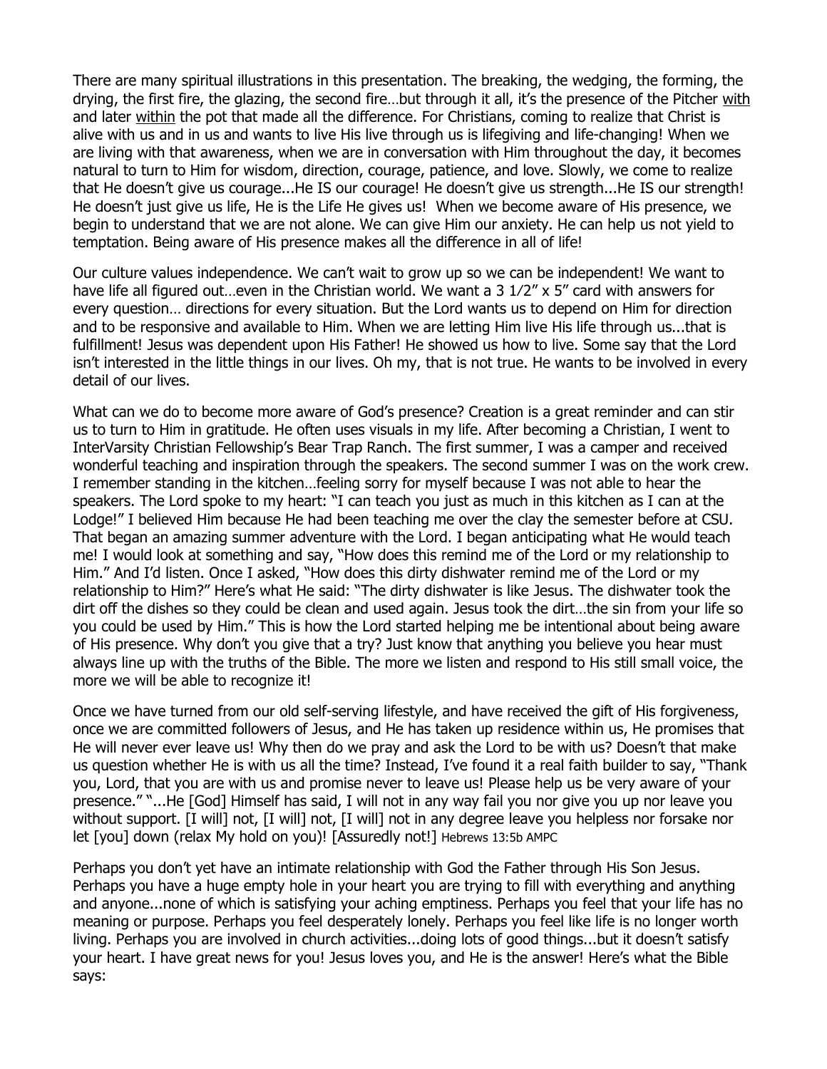There are many spiritual illustrations in this presentation. The breaking, the wedging, the forming, the drying, the first fire, the glazing, the second fire…but through it all, it's the presence of the Pitcher <u>with</u> and later <u>within</u> the pot that made all the difference. For Christians, coming to realize that Christ is alive with us and in us and wants to live His live through us is lifegiving and life-changing! When we are living with that awareness, when we are in conversation with Him throughout the day, it becomes natural to turn to Him for wisdom, direction, courage, patience, and love. Slowly, we come to realize that He doesn't give us courage...He IS our courage! He doesn't give us strength...He IS our strength! He doesn't just give us life, He is the Life He gives us! When we become aware of His presence, we begin to understand that we are not alone. We can give Him our anxiety. He can help us not yield to temptation. Being aware of His presence makes all the difference in all of life!

Our culture values independence. We can't wait to grow up so we can be independent! We want to have life all figured out…even in the Christian world. We want a 3 1/2" x 5" card with answers for every question… directions for every situation. But the Lord wants us to depend on Him for direction and to be responsive and available to Him. When we are letting Him live His life through us...that is fulfillment! Jesus was dependent upon His Father! He showed us how to live. Some say that the Lord isn't interested in the little things in our lives. Oh my, that is not true. He wants to be involved in every detail of our lives.

What can we do to become more aware of God's presence? Creation is a great reminder and can stir us to turn to Him in gratitude. He often uses visuals in my life. After becoming a Christian, I went to InterVarsity Christian Fellowship's Bear Trap Ranch. The first summer, I was a camper and received wonderful teaching and inspiration through the speakers. The second summer I was on the work crew. I remember standing in the kitchen…feeling sorry for myself because I was not able to hear the speakers. The Lord spoke to my heart: "I can teach you just as much in this kitchen as I can at the Lodge!" I believed Him because He had been teaching me over the clay the semester before at CSU. That began an amazing summer adventure with the Lord. I began anticipating what He would teach me! I would look at something and say, "How does this remind me of the Lord or my relationship to Him." And I'd listen. Once I asked, "How does this dirty dishwater remind me of the Lord or my relationship to Him?" Here's what He said: "The dirty dishwater is like Jesus. The dishwater took the dirt off the dishes so they could be clean and used again. Jesus took the dirt…the sin from your life so you could be used by Him." This is how the Lord started helping me be intentional about being aware of His presence. Why don't you give that a try? Just know that anything you believe you hear must always line up with the truths of the Bible. The more we listen and respond to His still small voice, the more we will be able to recognize it!

Once we have turned from our old self-serving lifestyle, and have received the gift of His forgiveness, once we are committed followers of Jesus, and He has taken up residence within us, He promises that He will never ever leave us! Why then do we pray and ask the Lord to be with us? Doesn't that make us question whether He is with us all the time? Instead, I've found it a real faith builder to say, "Thank you, Lord, that you are with us and promise never to leave us! Please help us be very aware of your presence." "...He [God] Himself has said, I will not in any way fail you nor give you up nor leave you without support. [I will] not, [I will] not, [I will] not in any degree leave you helpless nor forsake nor let [you] down (relax My hold on you)! [Assuredly not!] Hebrews 13:5b AMPC

Perhaps you don't yet have an intimate relationship with God the Father through His Son Jesus. Perhaps you have a huge empty hole in your heart you are trying to fill with everything and anything and anyone...none of which is satisfying your aching emptiness. Perhaps you feel that your life has no meaning or purpose. Perhaps you feel desperately lonely. Perhaps you feel like life is no longer worth living. Perhaps you are involved in church activities...doing lots of good things...but it doesn't satisfy your heart. I have great news for you! Jesus loves you, and He is the answer! Here's what the Bible says: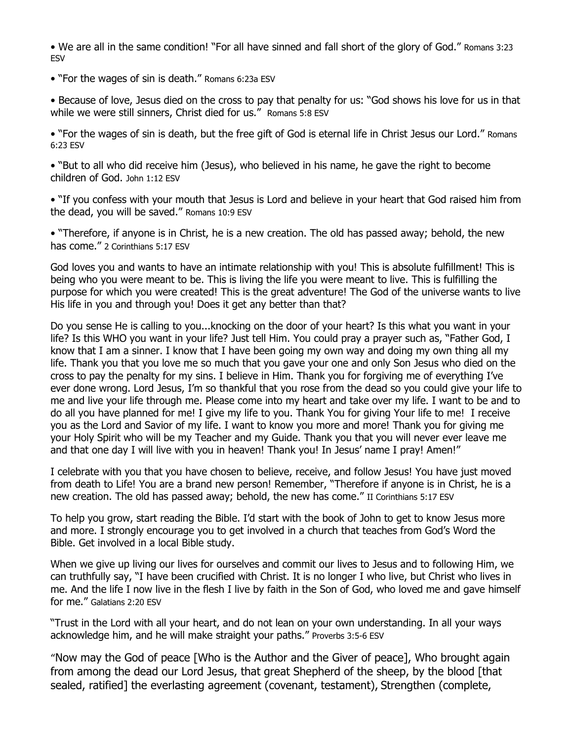- We are all in the same condition! "For all have sinned and fall short of the glory of God." Romans 3:23 ESV

- "For the wages of sin is death." Romans 6:23a ESV

- Because of love, Jesus died on the cross to pay that penalty for us: "God shows his love for us in that while we were still sinners, Christ died for us." Romans 5:8 ESV

- "For the wages of sin is death, but the free gift of God is eternal life in Christ Jesus our Lord." Romans 6:23 ESV

- "But to all who did receive him (Jesus), who believed in his name, he gave the right to become children of God. John 1:12 ESV

- "If you confess with your mouth that Jesus is Lord and believe in your heart that God raised him from the dead, you will be saved." Romans 10:9 ESV

- "Therefore, if anyone is in Christ, he is a new creation. The old has passed away; behold, the new has come." 2 Corinthians 5:17 ESV

God loves you and wants to have an intimate relationship with you! This is absolute fulfillment! This is being who you were meant to be. This is living the life you were meant to live. This is fulfilling the purpose for which you were created! This is the great adventure! The God of the universe wants to live His life in you and through you! Does it get any better than that?

Do you sense He is calling to you...knocking on the door of your heart? Is this what you want in your life? Is this WHO you want in your life? Just tell Him. You could pray a prayer such as, "Father God, I know that I am a sinner. I know that I have been going my own way and doing my own thing all my life. Thank you that you love me so much that you gave your one and only Son Jesus who died on the cross to pay the penalty for my sins. I believe in Him. Thank you for forgiving me of everything I've ever done wrong. Lord Jesus, I'm so thankful that you rose from the dead so you could give your life to me and live your life through me. Please come into my heart and take over my life. I want to be and to do all you have planned for me! I give my life to you. Thank You for giving Your life to me! I receive you as the Lord and Savior of my life. I want to know you more and more! Thank you for giving me your Holy Spirit who will be my Teacher and my Guide. Thank you that you will never ever leave me and that one day I will live with you in heaven! Thank you! In Jesus' name I pray! Amen!"

I celebrate with you that you have chosen to believe, receive, and follow Jesus! You have just moved from death to Life! You are a brand new person! Remember, "Therefore if anyone is in Christ, he is a new creation. The old has passed away; behold, the new has come." II Corinthians 5:17 ESV

To help you grow, start reading the Bible. I'd start with the book of John to get to know Jesus more and more. I strongly encourage you to get involved in a church that teaches from God's Word the Bible. Get involved in a local Bible study.

When we give up living our lives for ourselves and commit our lives to Jesus and to following Him, we can truthfully say, "I have been crucified with Christ. It is no longer I who live, but Christ who lives in me. And the life I now live in the flesh I live by faith in the Son of God, who loved me and gave himself for me." Galatians 2:20 ESV

"Trust in the Lord with all your heart, and do not lean on your own understanding. In all your ways acknowledge him, and he will make straight your paths." Proverbs 3:5-6 ESV

"Now may the God of peace [Who is the Author and the Giver of peace], Who brought again from among the dead our Lord Jesus, that great Shepherd of the sheep, by the blood [that sealed, ratified] the everlasting agreement (covenant, testament), Strengthen (complete,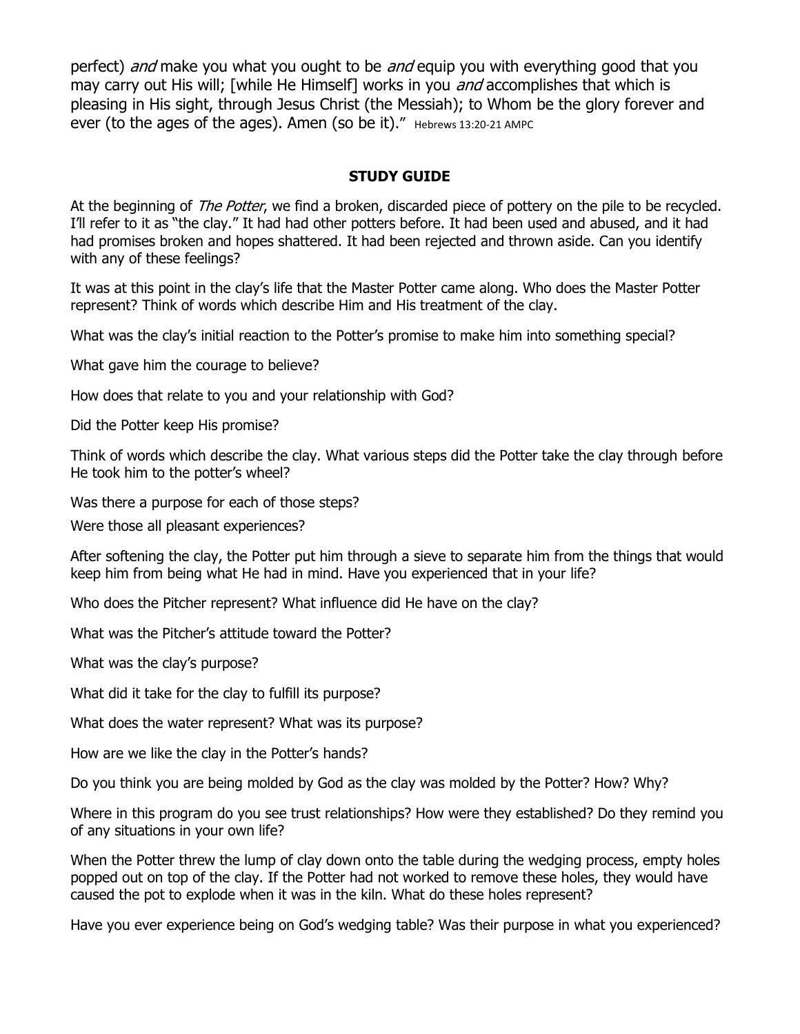perfect) *and* make you what you ought to be *and* equip you with everything good that you may carry out His will; [while He Himself] works in you *and* accomplishes that which is pleasing in His sight, through Jesus Christ (the Messiah); to Whom be the glory forever and ever (to the ages of the ages). Amen (so be it)." Hebrews 13:20-21 AMPC

## STUDY GUIDE

At the beginning of *The Potter*, we find a broken, discarded piece of pottery on the pile to be recycled. I'll refer to it as "the clay." It had had other potters before. It had been used and abused, and it had had promises broken and hopes shattered. It had been rejected and thrown aside. Can you identify with any of these feelings?

It was at this point in the clay's life that the Master Potter came along. Who does the Master Potter represent? Think of words which describe Him and His treatment of the clay.

What was the clay's initial reaction to the Potter's promise to make him into something special?

What gave him the courage to believe?

How does that relate to you and your relationship with God?

Did the Potter keep His promise?

Think of words which describe the clay. What various steps did the Potter take the clay through before He took him to the potter's wheel?

Was there a purpose for each of those steps?

Were those all pleasant experiences?

After softening the clay, the Potter put him through a sieve to separate him from the things that would keep him from being what He had in mind. Have you experienced that in your life?

Who does the Pitcher represent? What influence did He have on the clay?

What was the Pitcher's attitude toward the Potter?

What was the clay's purpose?

What did it take for the clay to fulfill its purpose?

What does the water represent? What was its purpose?

How are we like the clay in the Potter's hands?

Do you think you are being molded by God as the clay was molded by the Potter? How? Why?

Where in this program do you see trust relationships? How were they established? Do they remind you of any situations in your own life?

When the Potter threw the lump of clay down onto the table during the wedging process, empty holes popped out on top of the clay. If the Potter had not worked to remove these holes, they would have caused the pot to explode when it was in the kiln. What do these holes represent?

Have you ever experience being on God's wedging table? Was their purpose in what you experienced?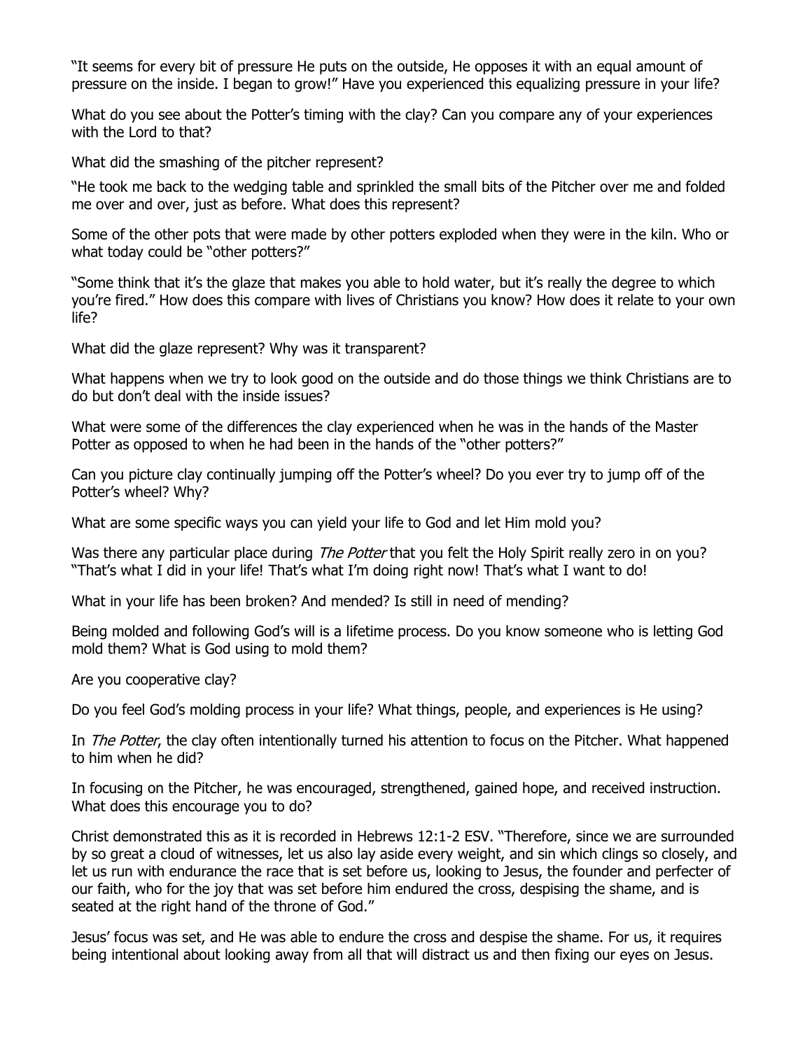"It seems for every bit of pressure He puts on the outside, He opposes it with an equal amount of pressure on the inside. I began to grow!" Have you experienced this equalizing pressure in your life?

What do you see about the Potter's timing with the clay? Can you compare any of your experiences with the Lord to that?

What did the smashing of the pitcher represent?

"He took me back to the wedging table and sprinkled the small bits of the Pitcher over me and folded me over and over, just as before. What does this represent?

Some of the other pots that were made by other potters exploded when they were in the kiln. Who or what today could be "other potters?"

"Some think that it's the glaze that makes you able to hold water, but it's really the degree to which you're fired." How does this compare with lives of Christians you know? How does it relate to your own life?

What did the glaze represent? Why was it transparent?

What happens when we try to look good on the outside and do those things we think Christians are to do but don't deal with the inside issues?

What were some of the differences the clay experienced when he was in the hands of the Master Potter as opposed to when he had been in the hands of the "other potters?"

Can you picture clay continually jumping off the Potter's wheel? Do you ever try to jump off of the Potter's wheel? Why?

What are some specific ways you can yield your life to God and let Him mold you?

Was there any particular place during *The Potter* that you felt the Holy Spirit really zero in on you? "That's what I did in your life! That's what I'm doing right now! That's what I want to do!

What in your life has been broken? And mended? Is still in need of mending?

Being molded and following God's will is a lifetime process. Do you know someone who is letting God mold them? What is God using to mold them?

Are you cooperative clay?

Do you feel God's molding process in your life? What things, people, and experiences is He using?

In *The Potter*, the clay often intentionally turned his attention to focus on the Pitcher. What happened to him when he did?

In focusing on the Pitcher, he was encouraged, strengthened, gained hope, and received instruction. What does this encourage you to do?

Christ demonstrated this as it is recorded in Hebrews 12:1-2 ESV. "Therefore, since we are surrounded by so great a cloud of witnesses, let us also lay aside every weight, and sin which clings so closely, and let us run with endurance the race that is set before us, looking to Jesus, the founder and perfecter of our faith, who for the joy that was set before him endured the cross, despising the shame, and is seated at the right hand of the throne of God."

Jesus' focus was set, and He was able to endure the cross and despise the shame. For us, it requires being intentional about looking away from all that will distract us and then fixing our eyes on Jesus.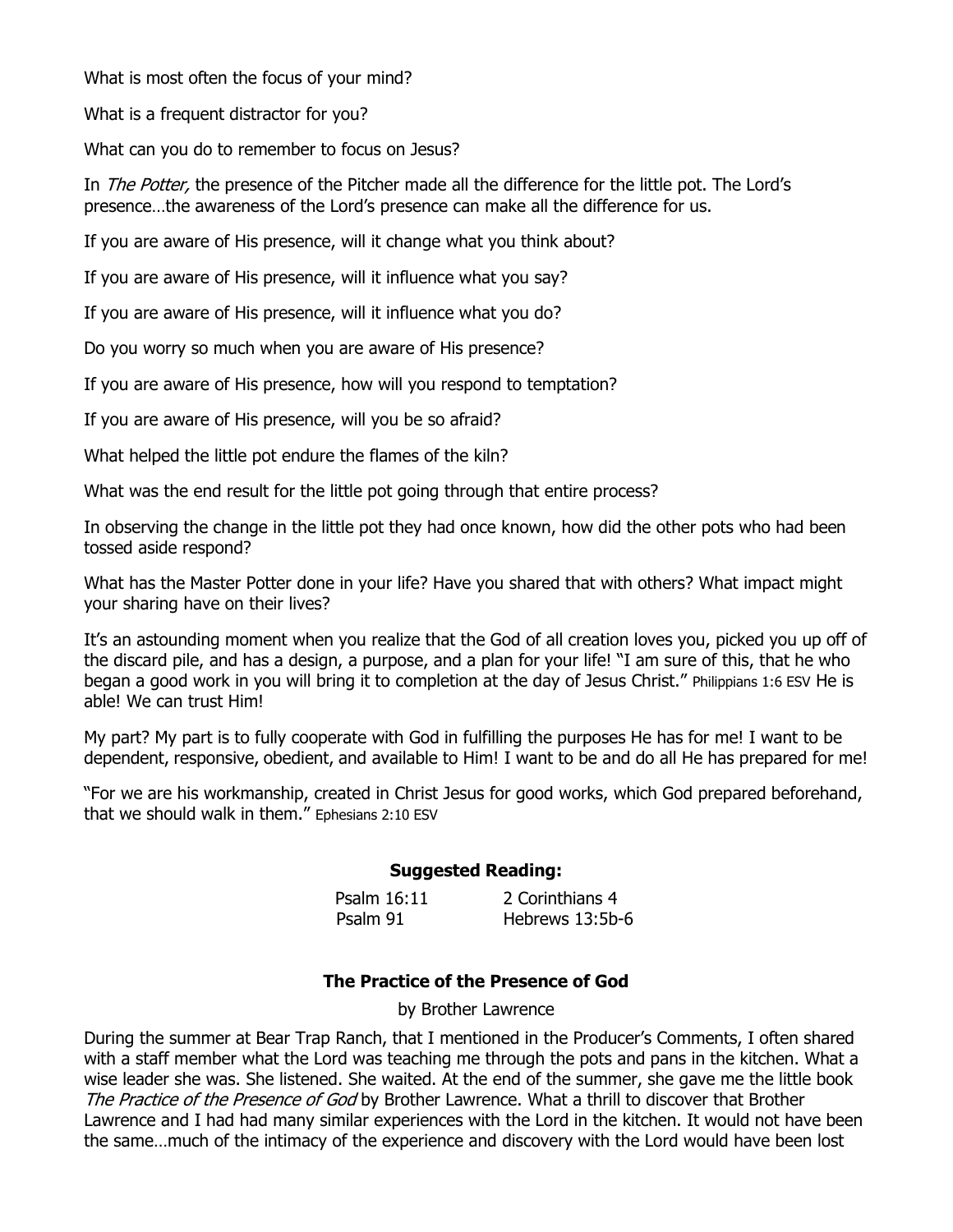What is most often the focus of your mind?

What is a frequent distractor for you?

What can you do to remember to focus on Jesus?

In *The Potter,* the presence of the Pitcher made all the difference for the little pot. The Lord's presence…the awareness of the Lord's presence can make all the difference for us.

If you are aware of His presence, will it change what you think about?

If you are aware of His presence, will it influence what you say?

If you are aware of His presence, will it influence what you do?

Do you worry so much when you are aware of His presence?

If you are aware of His presence, how will you respond to temptation?

If you are aware of His presence, will you be so afraid?

What helped the little pot endure the flames of the kiln?

What was the end result for the little pot going through that entire process?

In observing the change in the little pot they had once known, how did the other pots who had been tossed aside respond?

What has the Master Potter done in your life? Have you shared that with others? What impact might your sharing have on their lives?

It's an astounding moment when you realize that the God of all creation loves you, picked you up off of the discard pile, and has a design, a purpose, and a plan for your life! "I am sure of this, that he who began a good work in you will bring it to completion at the day of Jesus Christ." Philippians 1:6 ESV He is able! We can trust Him!

My part? My part is to fully cooperate with God in fulfilling the purposes He has for me! I want to be dependent, responsive, obedient, and available to Him! I want to be and do all He has prepared for me!

"For we are his workmanship, created in Christ Jesus for good works, which God prepared beforehand, that we should walk in them." Ephesians 2:10 ESV

**Suggested Reading:**

| | |
|---|---|
| Psalm 16:11 | 2 Corinthians 4 |
| Psalm 91 | Hebrews 13:5b-6 |

### The Practice of the Presence of God

by Brother Lawrence

During the summer at Bear Trap Ranch, that I mentioned in the Producer's Comments, I often shared with a staff member what the Lord was teaching me through the pots and pans in the kitchen. What a wise leader she was. She listened. She waited. At the end of the summer, she gave me the little book *The Practice of the Presence of God* by Brother Lawrence. What a thrill to discover that Brother Lawrence and I had had many similar experiences with the Lord in the kitchen. It would not have been the same…much of the intimacy of the experience and discovery with the Lord would have been lost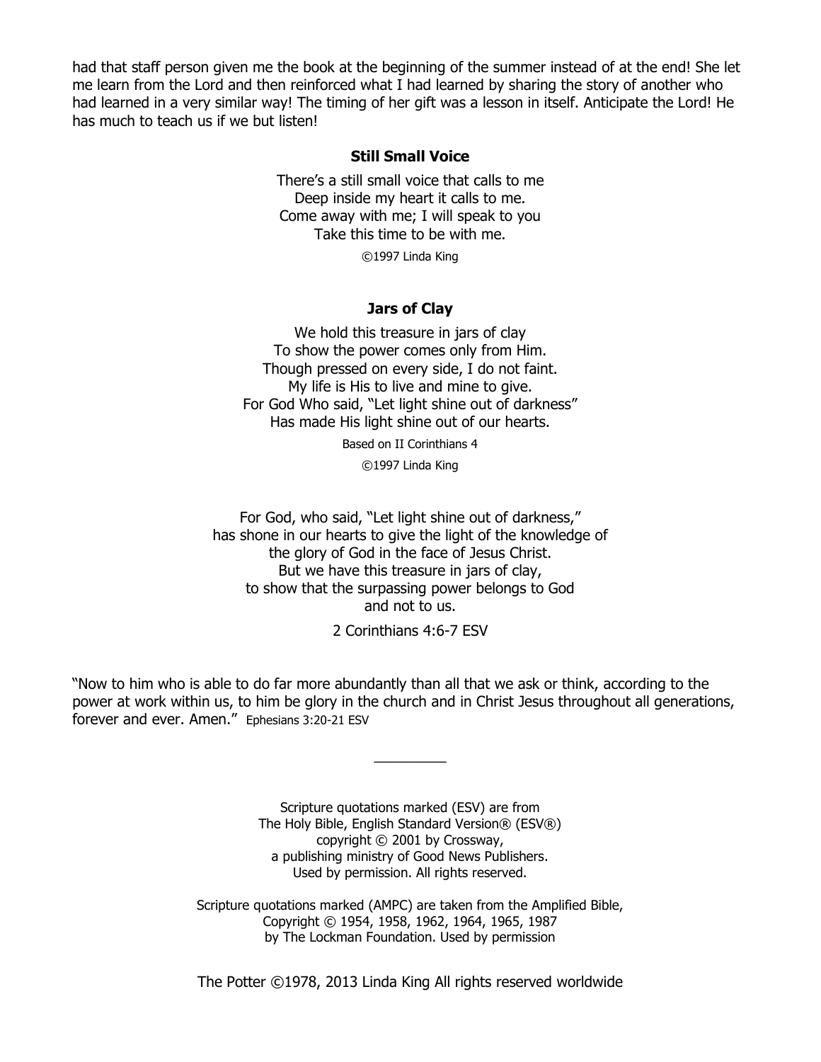had that staff person given me the book at the beginning of the summer instead of at the end! She let me learn from the Lord and then reinforced what I had learned by sharing the story of another who had learned in a very similar way! The timing of her gift was a lesson in itself. Anticipate the Lord! He has much to teach us if we but listen!

**Still Small Voice**

There's a still small voice that calls to me  
Deep inside my heart it calls to me.  
Come away with me; I will speak to you  
Take this time to be with me.

©1997 Linda King

**Jars of Clay**

We hold this treasure in jars of clay  
To show the power comes only from Him.  
Though pressed on every side, I do not faint.  
My life is His to live and mine to give.  
For God Who said, "Let light shine out of darkness"  
Has made His light shine out of our hearts.

Based on II Corinthians 4

©1997 Linda King

For God, who said, "Let light shine out of darkness,"  
has shone in our hearts to give the light of the knowledge of  
the glory of God in the face of Jesus Christ.  
But we have this treasure in jars of clay,  
to show that the surpassing power belongs to God  
and not to us.

2 Corinthians 4:6-7 ESV

"Now to him who is able to do far more abundantly than all that we ask or think, according to the power at work within us, to him be glory in the church and in Christ Jesus throughout all generations, forever and ever. Amen." Ephesians 3:20-21 ESV

---

Scripture quotations marked (ESV) are from  
The Holy Bible, English Standard Version® (ESV®)  
copyright © 2001 by Crossway,  
a publishing ministry of Good News Publishers.  
Used by permission. All rights reserved.

Scripture quotations marked (AMPC) are taken from the Amplified Bible,  
Copyright © 1954, 1958, 1962, 1964, 1965, 1987  
by The Lockman Foundation. Used by permission

The Potter ©1978, 2013 Linda King All rights reserved worldwide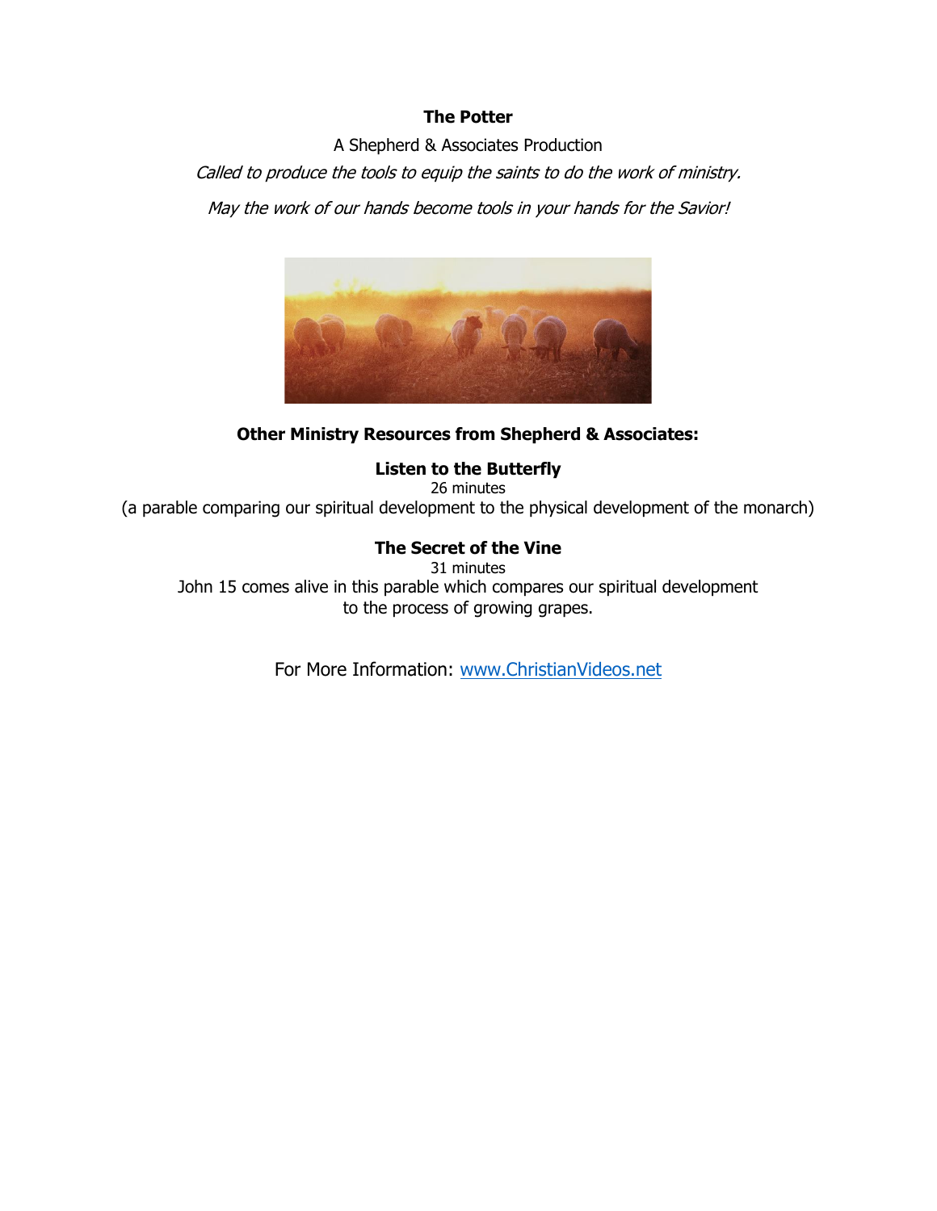**The Potter**

A Shepherd & Associates Production

*Called to produce the tools to equip the saints to do the work of ministry.*

*May the work of our hands become tools in your hands for the Savior!*

**Other Ministry Resources from Shepherd & Associates:**

**Listen to the Butterfly**
26 minutes
(a parable comparing our spiritual development to the physical development of the monarch)

**The Secret of the Vine**
31 minutes
John 15 comes alive in this parable which compares our spiritual development to the process of growing grapes.

For More Information: [www.ChristianVideos.net](http://www.ChristianVideos.net)